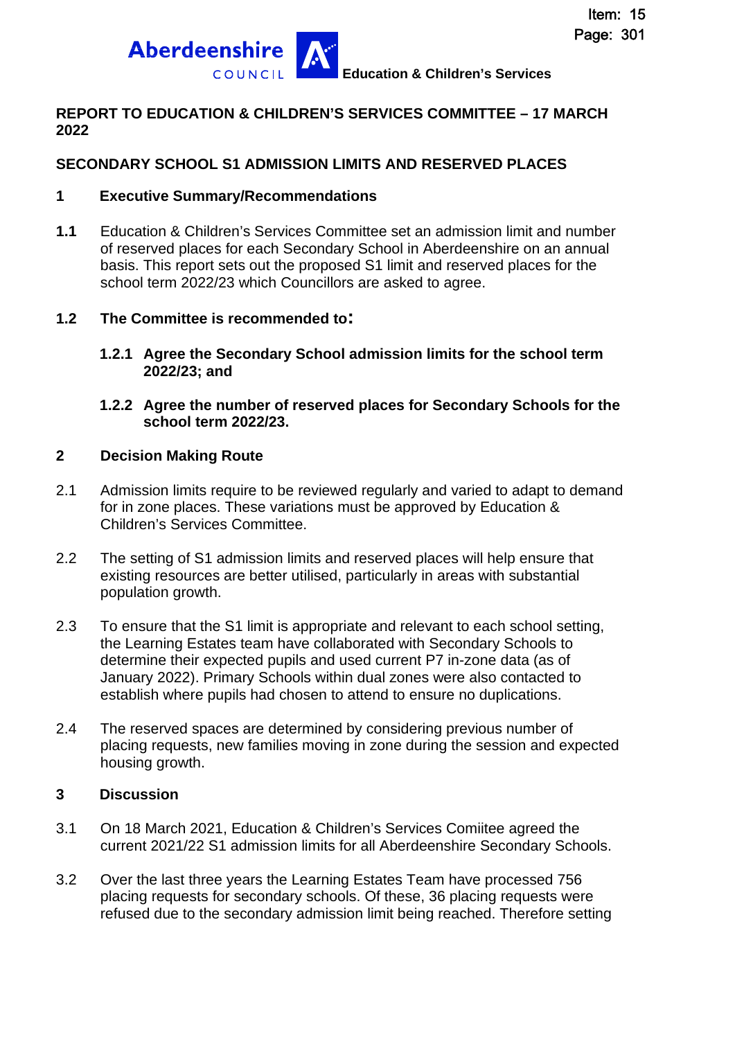Education & Children's Services

**REPORT TO EDUCATION & CHILDREN'S SERVICES COMMITTEE – 17 MARCH 2022**

**SECONDARY SCHOOL S1 ADMISSION LIMITS AND RESERVED PLACES**

## 1 Executive Summary/Recommendations

**1.1** Education & Children's Services Committee set an admission limit and number of reserved places for each Secondary School in Aberdeenshire on an annual basis. This report sets out the proposed S1 limit and reserved places for the school term 2022/23 which Councillors are asked to agree.

**1.2 The Committee is recommended to:**

**1.2.1 Agree the Secondary School admission limits for the school term 2022/23; and**

**1.2.2 Agree the number of reserved places for Secondary Schools for the school term 2022/23.**

## 2 Decision Making Route

2.1 Admission limits require to be reviewed regularly and varied to adapt to demand for in zone places. These variations must be approved by Education & Children's Services Committee.

2.2 The setting of S1 admission limits and reserved places will help ensure that existing resources are better utilised, particularly in areas with substantial population growth.

2.3 To ensure that the S1 limit is appropriate and relevant to each school setting, the Learning Estates team have collaborated with Secondary Schools to determine their expected pupils and used current P7 in-zone data (as of January 2022). Primary Schools within dual zones were also contacted to establish where pupils had chosen to attend to ensure no duplications.

2.4 The reserved spaces are determined by considering previous number of placing requests, new families moving in zone during the session and expected housing growth.

## 3 Discussion

3.1 On 18 March 2021, Education & Children's Services Comiitee agreed the current 2021/22 S1 admission limits for all Aberdeenshire Secondary Schools.

3.2 Over the last three years the Learning Estates Team have processed 756 placing requests for secondary schools. Of these, 36 placing requests were refused due to the secondary admission limit being reached. Therefore setting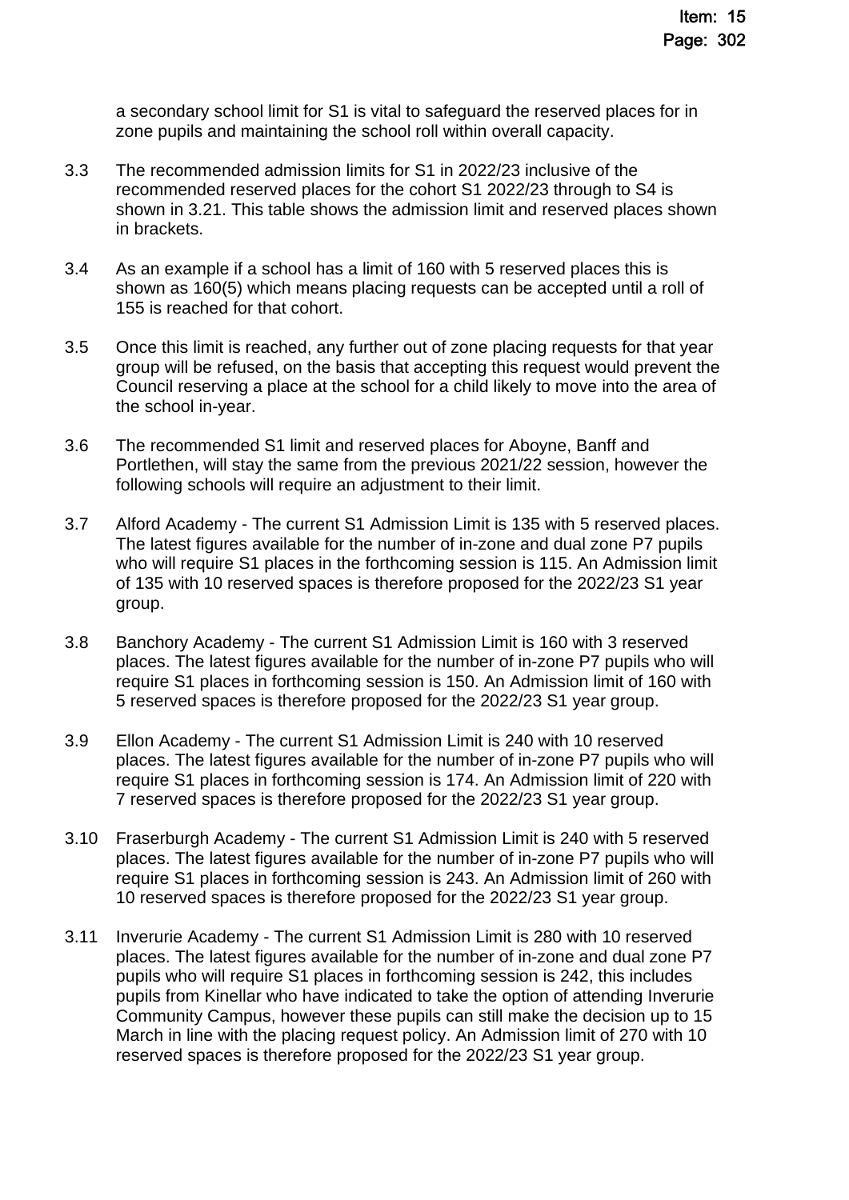a secondary school limit for S1 is vital to safeguard the reserved places for in zone pupils and maintaining the school roll within overall capacity.

3.3 The recommended admission limits for S1 in 2022/23 inclusive of the recommended reserved places for the cohort S1 2022/23 through to S4 is shown in 3.21. This table shows the admission limit and reserved places shown in brackets.

3.4 As an example if a school has a limit of 160 with 5 reserved places this is shown as 160(5) which means placing requests can be accepted until a roll of 155 is reached for that cohort.

3.5 Once this limit is reached, any further out of zone placing requests for that year group will be refused, on the basis that accepting this request would prevent the Council reserving a place at the school for a child likely to move into the area of the school in-year.

3.6 The recommended S1 limit and reserved places for Aboyne, Banff and Portlethen, will stay the same from the previous 2021/22 session, however the following schools will require an adjustment to their limit.

3.7 Alford Academy - The current S1 Admission Limit is 135 with 5 reserved places. The latest figures available for the number of in-zone and dual zone P7 pupils who will require S1 places in the forthcoming session is 115. An Admission limit of 135 with 10 reserved spaces is therefore proposed for the 2022/23 S1 year group.

3.8 Banchory Academy - The current S1 Admission Limit is 160 with 3 reserved places. The latest figures available for the number of in-zone P7 pupils who will require S1 places in forthcoming session is 150. An Admission limit of 160 with 5 reserved spaces is therefore proposed for the 2022/23 S1 year group.

3.9 Ellon Academy - The current S1 Admission Limit is 240 with 10 reserved places. The latest figures available for the number of in-zone P7 pupils who will require S1 places in forthcoming session is 174. An Admission limit of 220 with 7 reserved spaces is therefore proposed for the 2022/23 S1 year group.

3.10 Fraserburgh Academy - The current S1 Admission Limit is 240 with 5 reserved places. The latest figures available for the number of in-zone P7 pupils who will require S1 places in forthcoming session is 243. An Admission limit of 260 with 10 reserved spaces is therefore proposed for the 2022/23 S1 year group.

3.11 Inverurie Academy - The current S1 Admission Limit is 280 with 10 reserved places. The latest figures available for the number of in-zone and dual zone P7 pupils who will require S1 places in forthcoming session is 242, this includes pupils from Kinellar who have indicated to take the option of attending Inverurie Community Campus, however these pupils can still make the decision up to 15 March in line with the placing request policy. An Admission limit of 270 with 10 reserved spaces is therefore proposed for the 2022/23 S1 year group.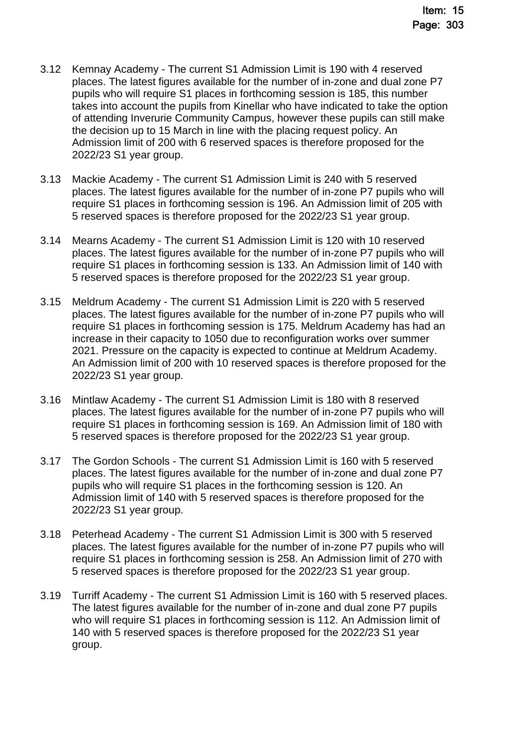3.12 Kemnay Academy - The current S1 Admission Limit is 190 with 4 reserved places. The latest figures available for the number of in-zone and dual zone P7 pupils who will require S1 places in forthcoming session is 185, this number takes into account the pupils from Kinellar who have indicated to take the option of attending Inverurie Community Campus, however these pupils can still make the decision up to 15 March in line with the placing request policy. An Admission limit of 200 with 6 reserved spaces is therefore proposed for the 2022/23 S1 year group.

3.13 Mackie Academy - The current S1 Admission Limit is 240 with 5 reserved places. The latest figures available for the number of in-zone P7 pupils who will require S1 places in forthcoming session is 196. An Admission limit of 205 with 5 reserved spaces is therefore proposed for the 2022/23 S1 year group.

3.14 Mearns Academy - The current S1 Admission Limit is 120 with 10 reserved places. The latest figures available for the number of in-zone P7 pupils who will require S1 places in forthcoming session is 133. An Admission limit of 140 with 5 reserved spaces is therefore proposed for the 2022/23 S1 year group.

3.15 Meldrum Academy - The current S1 Admission Limit is 220 with 5 reserved places. The latest figures available for the number of in-zone P7 pupils who will require S1 places in forthcoming session is 175. Meldrum Academy has had an increase in their capacity to 1050 due to reconfiguration works over summer 2021. Pressure on the capacity is expected to continue at Meldrum Academy. An Admission limit of 200 with 10 reserved spaces is therefore proposed for the 2022/23 S1 year group.

3.16 Mintlaw Academy - The current S1 Admission Limit is 180 with 8 reserved places. The latest figures available for the number of in-zone P7 pupils who will require S1 places in forthcoming session is 169. An Admission limit of 180 with 5 reserved spaces is therefore proposed for the 2022/23 S1 year group.

3.17 The Gordon Schools - The current S1 Admission Limit is 160 with 5 reserved places. The latest figures available for the number of in-zone and dual zone P7 pupils who will require S1 places in the forthcoming session is 120. An Admission limit of 140 with 5 reserved spaces is therefore proposed for the 2022/23 S1 year group.

3.18 Peterhead Academy - The current S1 Admission Limit is 300 with 5 reserved places. The latest figures available for the number of in-zone P7 pupils who will require S1 places in forthcoming session is 258. An Admission limit of 270 with 5 reserved spaces is therefore proposed for the 2022/23 S1 year group.

3.19 Turriff Academy - The current S1 Admission Limit is 160 with 5 reserved places. The latest figures available for the number of in-zone and dual zone P7 pupils who will require S1 places in forthcoming session is 112. An Admission limit of 140 with 5 reserved spaces is therefore proposed for the 2022/23 S1 year group.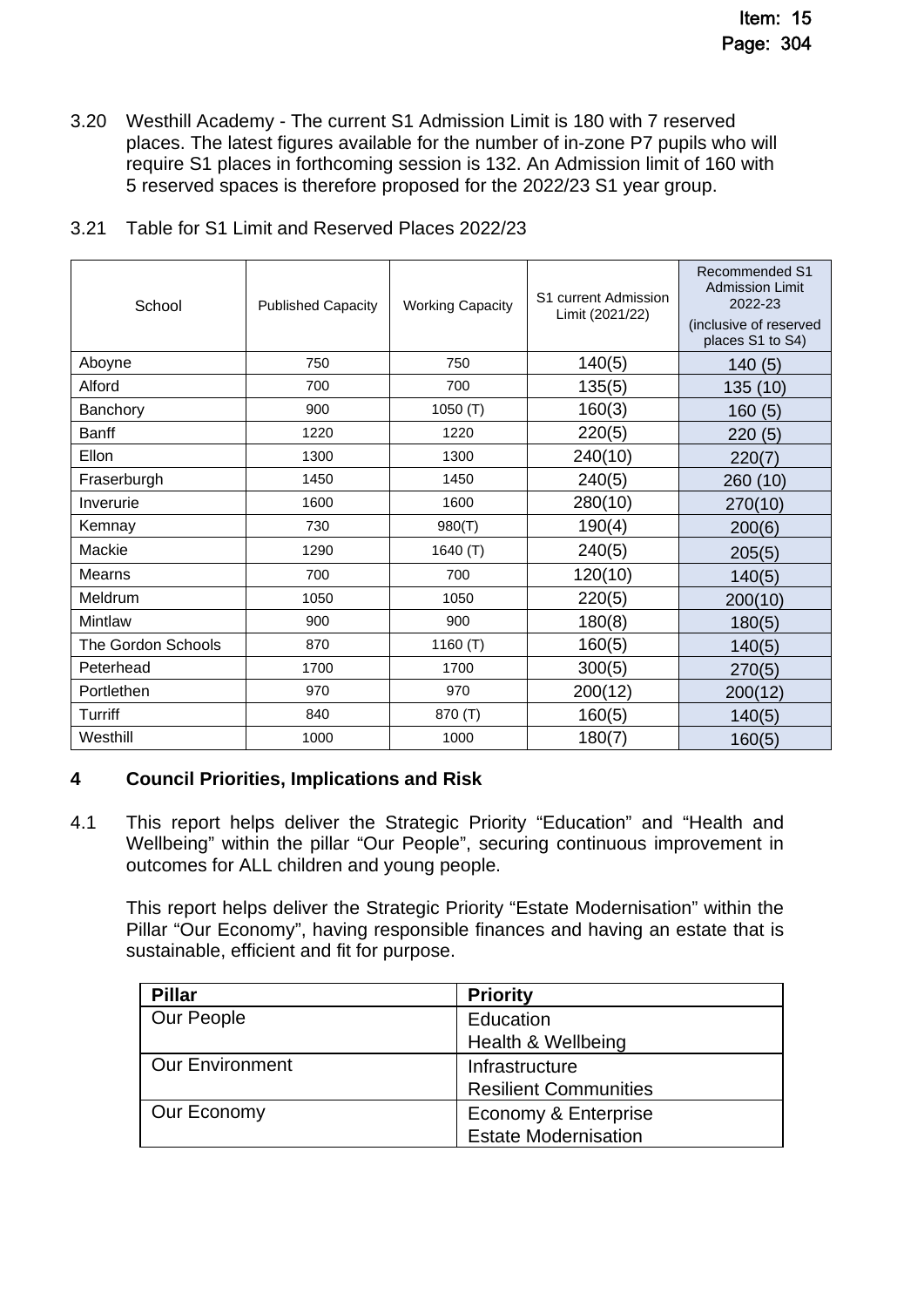3.20 Westhill Academy - The current S1 Admission Limit is 180 with 7 reserved places. The latest figures available for the number of in-zone P7 pupils who will require S1 places in forthcoming session is 132. An Admission limit of 160 with 5 reserved spaces is therefore proposed for the 2022/23 S1 year group.

3.21 Table for S1 Limit and Reserved Places 2022/23

| School | Published Capacity | Working Capacity | S1 current Admission Limit (2021/22) | Recommended S1 Admission Limit 2022-23 (inclusive of reserved places S1 to S4) |
|---|---|---|---|---|
| Aboyne | 750 | 750 | 140(5) | 140 (5) |
| Alford | 700 | 700 | 135(5) | 135 (10) |
| Banchory | 900 | 1050 (T) | 160(3) | 160 (5) |
| Banff | 1220 | 1220 | 220(5) | 220 (5) |
| Ellon | 1300 | 1300 | 240(10) | 220(7) |
| Fraserburgh | 1450 | 1450 | 240(5) | 260 (10) |
| Inverurie | 1600 | 1600 | 280(10) | 270(10) |
| Kemnay | 730 | 980(T) | 190(4) | 200(6) |
| Mackie | 1290 | 1640 (T) | 240(5) | 205(5) |
| Mearns | 700 | 700 | 120(10) | 140(5) |
| Meldrum | 1050 | 1050 | 220(5) | 200(10) |
| Mintlaw | 900 | 900 | 180(8) | 180(5) |
| The Gordon Schools | 870 | 1160 (T) | 160(5) | 140(5) |
| Peterhead | 1700 | 1700 | 300(5) | 270(5) |
| Portlethen | 970 | 970 | 200(12) | 200(12) |
| Turriff | 840 | 870 (T) | 160(5) | 140(5) |
| Westhill | 1000 | 1000 | 180(7) | 160(5) |

## 4 Council Priorities, Implications and Risk

4.1 This report helps deliver the Strategic Priority "Education" and "Health and Wellbeing" within the pillar "Our People", securing continuous improvement in outcomes for ALL children and young people.

This report helps deliver the Strategic Priority "Estate Modernisation" within the Pillar "Our Economy", having responsible finances and having an estate that is sustainable, efficient and fit for purpose.

| Pillar | Priority |
|---|---|
| Our People | Education<br>Health & Wellbeing |
| Our Environment | Infrastructure<br>Resilient Communities |
| Our Economy | Economy & Enterprise<br>Estate Modernisation |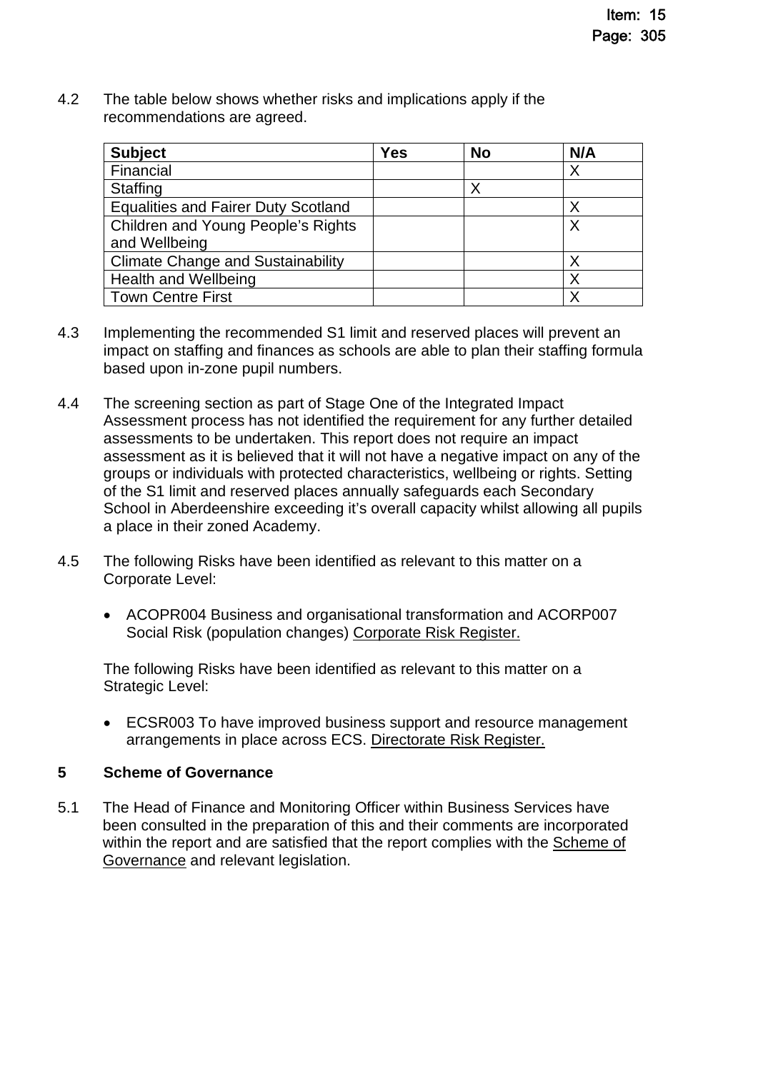4.2 The table below shows whether risks and implications apply if the recommendations are agreed.

| Subject | Yes | No | N/A |
|---|---|---|---|
| Financial | | | X |
| Staffing | | X | |
| Equalities and Fairer Duty Scotland | | | X |
| Children and Young People's Rights and Wellbeing | | | X |
| Climate Change and Sustainability | | | X |
| Health and Wellbeing | | | X |
| Town Centre First | | | X |

4.3 Implementing the recommended S1 limit and reserved places will prevent an impact on staffing and finances as schools are able to plan their staffing formula based upon in-zone pupil numbers.

4.4 The screening section as part of Stage One of the Integrated Impact Assessment process has not identified the requirement for any further detailed assessments to be undertaken. This report does not require an impact assessment as it is believed that it will not have a negative impact on any of the groups or individuals with protected characteristics, wellbeing or rights. Setting of the S1 limit and reserved places annually safeguards each Secondary School in Aberdeenshire exceeding it's overall capacity whilst allowing all pupils a place in their zoned Academy.

4.5 The following Risks have been identified as relevant to this matter on a Corporate Level:

- ACOPR004 Business and organisational transformation and ACORP007 Social Risk (population changes) Corporate Risk Register.

The following Risks have been identified as relevant to this matter on a Strategic Level:

- ECSR003 To have improved business support and resource management arrangements in place across ECS. Directorate Risk Register.

## 5 Scheme of Governance

5.1 The Head of Finance and Monitoring Officer within Business Services have been consulted in the preparation of this and their comments are incorporated within the report and are satisfied that the report complies with the Scheme of Governance and relevant legislation.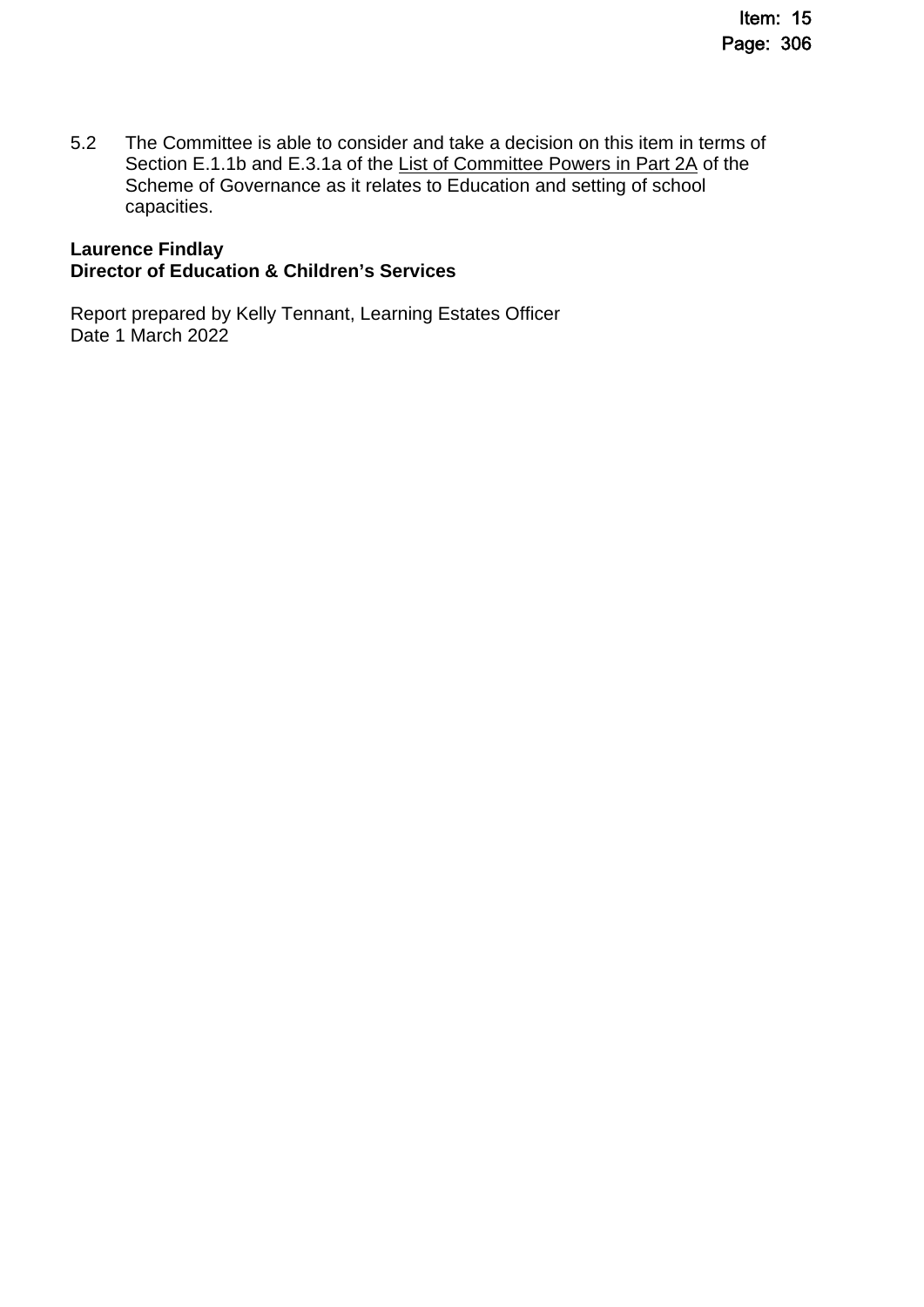5.2 The Committee is able to consider and take a decision on this item in terms of Section E.1.1b and E.3.1a of the List of Committee Powers in Part 2A of the Scheme of Governance as it relates to Education and setting of school capacities.

**Laurence Findlay**
**Director of Education & Children's Services**

Report prepared by Kelly Tennant, Learning Estates Officer
Date 1 March 2022